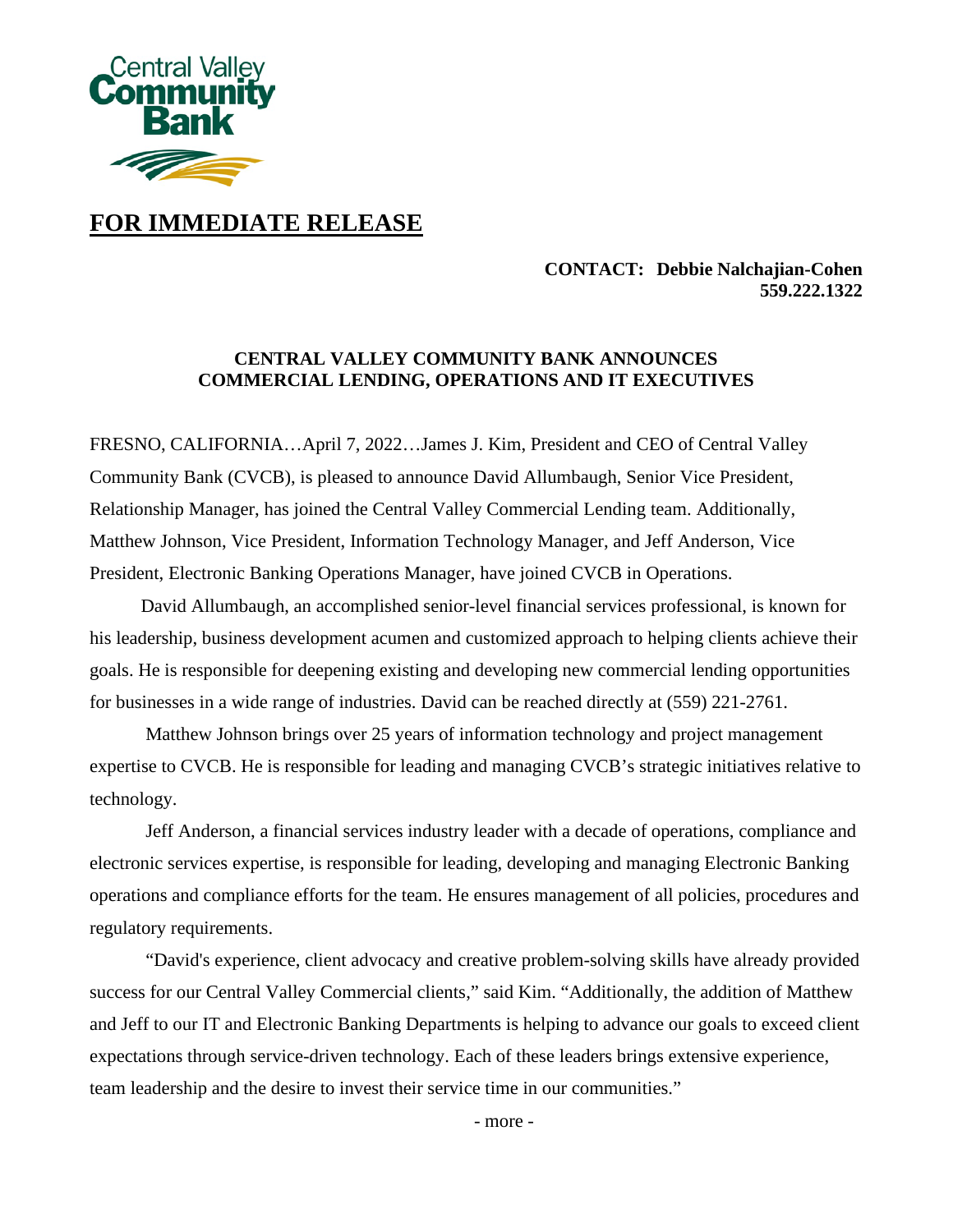# FOR IMMEDIATE RELEASE

**CONTACT: Debbie Nalchajian-Cohen**
**559.222.1322**

## CENTRAL VALLEY COMMUNITY BANK ANNOUNCES COMMERCIAL LENDING, OPERATIONS AND IT EXECUTIVES

FRESNO, CALIFORNIA…April 7, 2022…James J. Kim, President and CEO of Central Valley Community Bank (CVCB), is pleased to announce David Allumbaugh, Senior Vice President, Relationship Manager, has joined the Central Valley Commercial Lending team. Additionally, Matthew Johnson, Vice President, Information Technology Manager, and Jeff Anderson, Vice President, Electronic Banking Operations Manager, have joined CVCB in Operations.

David Allumbaugh, an accomplished senior-level financial services professional, is known for his leadership, business development acumen and customized approach to helping clients achieve their goals. He is responsible for deepening existing and developing new commercial lending opportunities for businesses in a wide range of industries. David can be reached directly at (559) 221-2761.

Matthew Johnson brings over 25 years of information technology and project management expertise to CVCB. He is responsible for leading and managing CVCB's strategic initiatives relative to technology.

Jeff Anderson, a financial services industry leader with a decade of operations, compliance and electronic services expertise, is responsible for leading, developing and managing Electronic Banking operations and compliance efforts for the team. He ensures management of all policies, procedures and regulatory requirements.

"David's experience, client advocacy and creative problem-solving skills have already provided success for our Central Valley Commercial clients," said Kim. "Additionally, the addition of Matthew and Jeff to our IT and Electronic Banking Departments is helping to advance our goals to exceed client expectations through service-driven technology. Each of these leaders brings extensive experience, team leadership and the desire to invest their service time in our communities."

- more -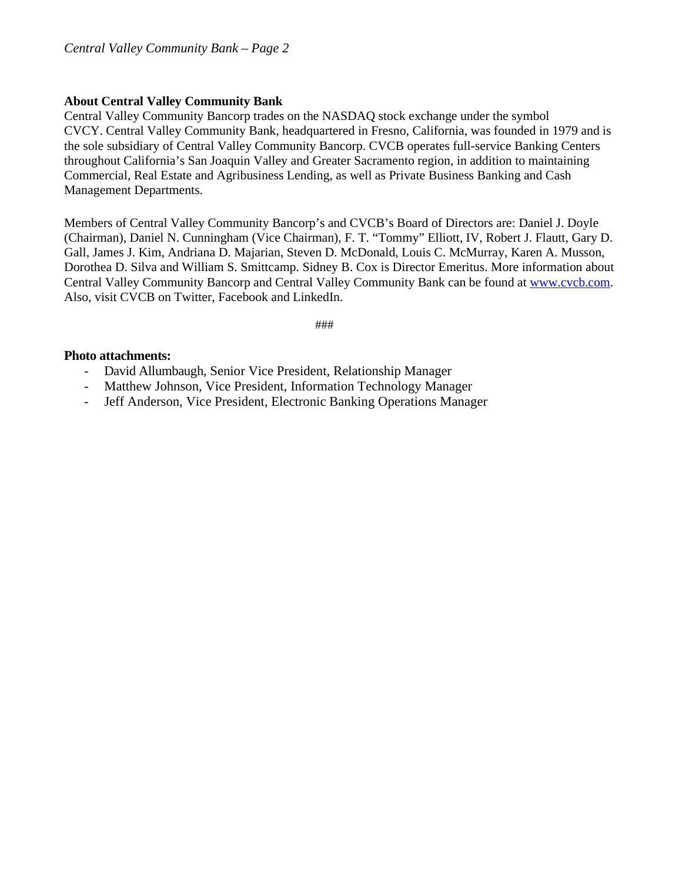**About Central Valley Community Bank**
Central Valley Community Bancorp trades on the NASDAQ stock exchange under the symbol CVCY. Central Valley Community Bank, headquartered in Fresno, California, was founded in 1979 and is the sole subsidiary of Central Valley Community Bancorp. CVCB operates full-service Banking Centers throughout California's San Joaquin Valley and Greater Sacramento region, in addition to maintaining Commercial, Real Estate and Agribusiness Lending, as well as Private Business Banking and Cash Management Departments.

Members of Central Valley Community Bancorp's and CVCB's Board of Directors are: Daniel J. Doyle (Chairman), Daniel N. Cunningham (Vice Chairman), F. T. "Tommy" Elliott, IV, Robert J. Flautt, Gary D. Gall, James J. Kim, Andriana D. Majarian, Steven D. McDonald, Louis C. McMurray, Karen A. Musson, Dorothea D. Silva and William S. Smittcamp. Sidney B. Cox is Director Emeritus. More information about Central Valley Community Bancorp and Central Valley Community Bank can be found at www.cvcb.com. Also, visit CVCB on Twitter, Facebook and LinkedIn.

###

**Photo attachments:**

- David Allumbaugh, Senior Vice President, Relationship Manager
- Matthew Johnson, Vice President, Information Technology Manager
- Jeff Anderson, Vice President, Electronic Banking Operations Manager